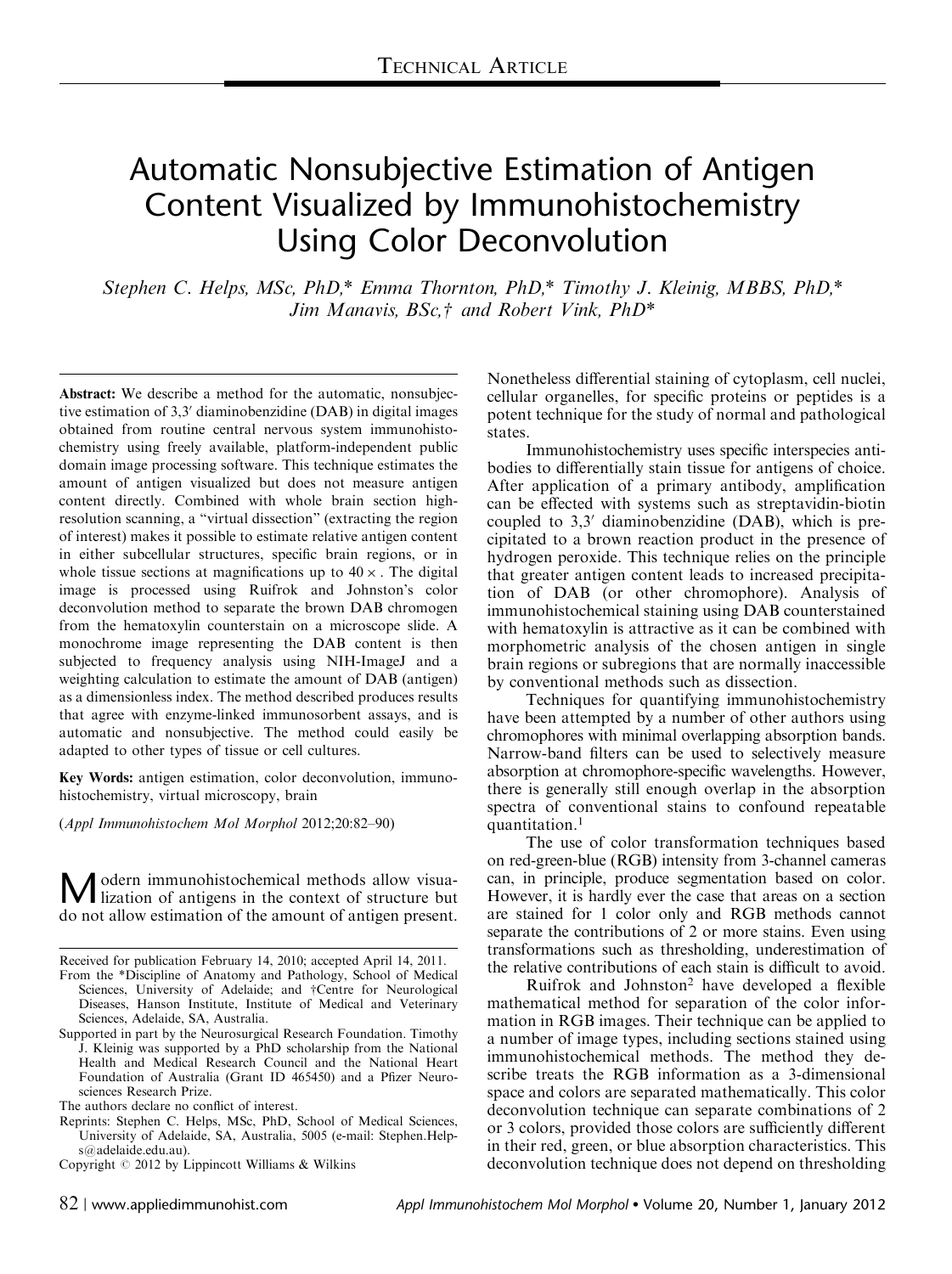# Automatic Nonsubjective Estimation of Antigen Content Visualized by Immunohistochemistry Using Color Deconvolution

*Stephen C. Helps, MSc, PhD,\* Emma Thornton, PhD,\* Timothy J. Kleinig, MBBS, PhD,\* Jim Manavis, BSc,† and Robert Vink, PhD\**

**Abstract:** We describe a method for the automatic, nonsubjective estimation of 3,3′ diaminobenzidine (DAB) in digital images obtained from routine central nervous system immunohistochemistry using freely available, platform-independent public domain image processing software. This technique estimates the amount of antigen visualized but does not measure antigen content directly. Combined with whole brain section high-resolution scanning, a "virtual dissection" (extracting the region of interest) makes it possible to estimate relative antigen content in either subcellular structures, specific brain regions, or in whole tissue sections at magnifications up to 40×. The digital image is processed using Ruifrok and Johnston's color deconvolution method to separate the brown DAB chromogen from the hematoxylin counterstain on a microscope slide. A monochrome image representing the DAB content is then subjected to frequency analysis using NIH-ImageJ and a weighting calculation to estimate the amount of DAB (antigen) as a dimensionless index. The method described produces results that agree with enzyme-linked immunosorbent assays, and is automatic and nonsubjective. The method could easily be adapted to other types of tissue or cell cultures.

**Key Words:** antigen estimation, color deconvolution, immunohistochemistry, virtual microscopy, brain

(*Appl Immunohistochem Mol Morphol* 2012;20:82–90)

Modern immunohistochemical methods allow visualization of antigens in the context of structure but do not allow estimation of the amount of antigen present. Nonetheless differential staining of cytoplasm, cell nuclei, cellular organelles, for specific proteins or peptides is a potent technique for the study of normal and pathological states.

Immunohistochemistry uses specific interspecies antibodies to differentially stain tissue for antigens of choice. After application of a primary antibody, amplification can be effected with systems such as streptavidin-biotin coupled to 3,3′ diaminobenzidine (DAB), which is precipitated to a brown reaction product in the presence of hydrogen peroxide. This technique relies on the principle that greater antigen content leads to increased precipitation of DAB (or other chromophore). Analysis of immunohistochemical staining using DAB counterstained with hematoxylin is attractive as it can be combined with morphometric analysis of the chosen antigen in single brain regions or subregions that are normally inaccessible by conventional methods such as dissection.

Techniques for quantifying immunohistochemistry have been attempted by a number of other authors using chromophores with minimal overlapping absorption bands. Narrow-band filters can be used to selectively measure absorption at chromophore-specific wavelengths. However, there is generally still enough overlap in the absorption spectra of conventional stains to confound repeatable quantitation.[1]

The use of color transformation techniques based on red-green-blue (RGB) intensity from 3-channel cameras can, in principle, produce segmentation based on color. However, it is hardly ever the case that areas on a section are stained for 1 color only and RGB methods cannot separate the contributions of 2 or more stains. Even using transformations such as thresholding, underestimation of the relative contributions of each stain is difficult to avoid.

Ruifrok and Johnston[2] have developed a flexible mathematical method for separation of the color information in RGB images. Their technique can be applied to a number of image types, including sections stained using immunohistochemical methods. The method they describe treats the RGB information as a 3-dimensional space and colors are separated mathematically. This color deconvolution technique can separate combinations of 2 or 3 colors, provided those colors are sufficiently different in their red, green, or blue absorption characteristics. This deconvolution technique does not depend on thresholding

---

Received for publication February 14, 2010; accepted April 14, 2011.

From the \*Discipline of Anatomy and Pathology, School of Medical Sciences, University of Adelaide; and †Centre for Neurological Diseases, Hanson Institute, Institute of Medical and Veterinary Sciences, Adelaide, SA, Australia.

Supported in part by the Neurosurgical Research Foundation. Timothy J. Kleinig was supported by a PhD scholarship from the National Health and Medical Research Council and the National Heart Foundation of Australia (Grant ID 465450) and a Pfizer Neurosciences Research Prize.

The authors declare no conflict of interest.

Reprints: Stephen C. Helps, MSc, PhD, School of Medical Sciences, University of Adelaide, SA, Australia, 5005 (e-mail: Stephen.Helps@adelaide.edu.au).

Copyright © 2012 by Lippincott Williams & Wilkins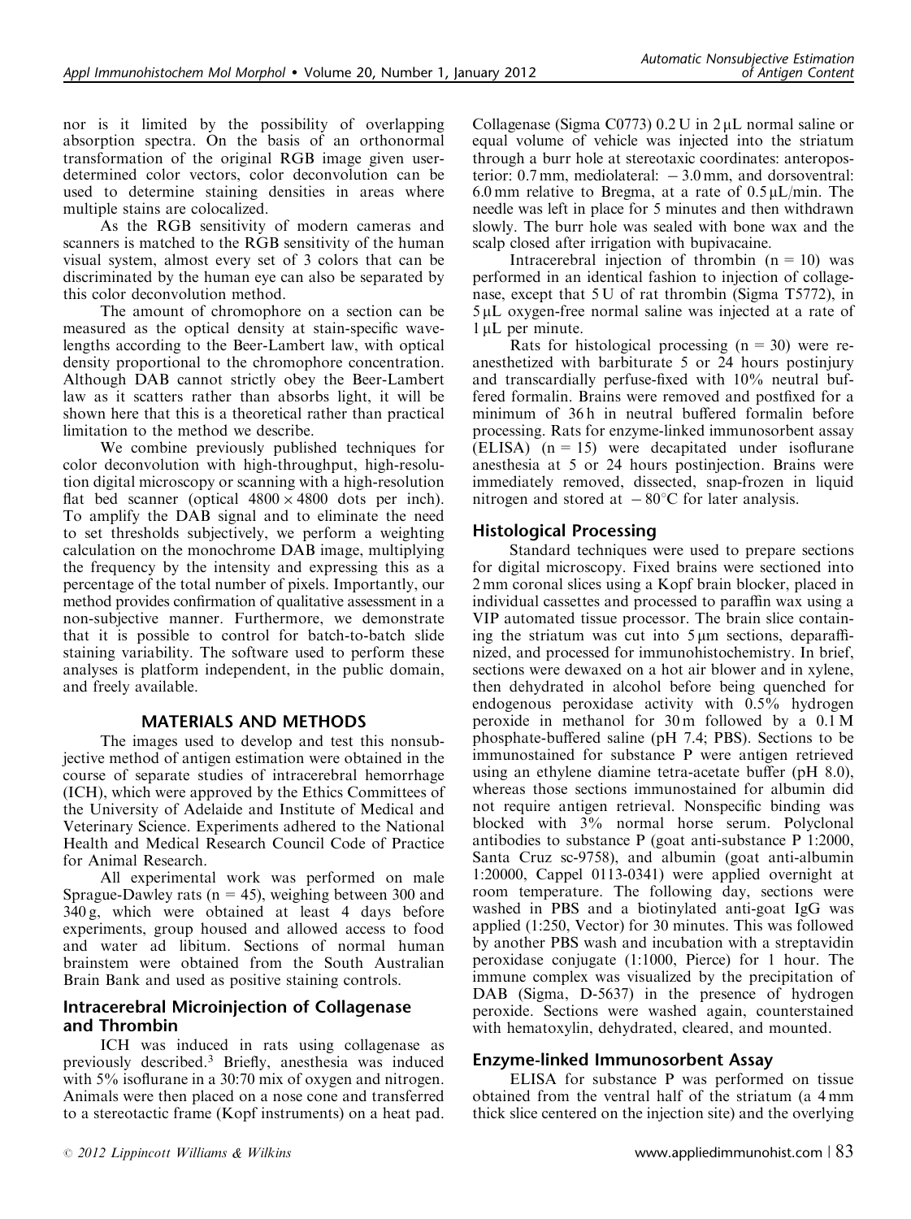nor is it limited by the possibility of overlapping absorption spectra. On the basis of an orthonormal transformation of the original RGB image given user-determined color vectors, color deconvolution can be used to determine staining densities in areas where multiple stains are colocalized.

As the RGB sensitivity of modern cameras and scanners is matched to the RGB sensitivity of the human visual system, almost every set of 3 colors that can be discriminated by the human eye can also be separated by this color deconvolution method.

The amount of chromophore on a section can be measured as the optical density at stain-specific wavelengths according to the Beer-Lambert law, with optical density proportional to the chromophore concentration. Although DAB cannot strictly obey the Beer-Lambert law as it scatters rather than absorbs light, it will be shown here that this is a theoretical rather than practical limitation to the method we describe.

We combine previously published techniques for color deconvolution with high-throughput, high-resolution digital microscopy or scanning with a high-resolution flat bed scanner (optical 4800 × 4800 dots per inch). To amplify the DAB signal and to eliminate the need to set thresholds subjectively, we perform a weighting calculation on the monochrome DAB image, multiplying the frequency by the intensity and expressing this as a percentage of the total number of pixels. Importantly, our method provides confirmation of qualitative assessment in a non-subjective manner. Furthermore, we demonstrate that it is possible to control for batch-to-batch slide staining variability. The software used to perform these analyses is platform independent, in the public domain, and freely available.

## MATERIALS AND METHODS

The images used to develop and test this nonsubjective method of antigen estimation were obtained in the course of separate studies of intracerebral hemorrhage (ICH), which were approved by the Ethics Committees of the University of Adelaide and Institute of Medical and Veterinary Science. Experiments adhered to the National Health and Medical Research Council Code of Practice for Animal Research.

All experimental work was performed on male Sprague-Dawley rats (n = 45), weighing between 300 and 340 g, which were obtained at least 4 days before experiments, group housed and allowed access to food and water ad libitum. Sections of normal human brainstem were obtained from the South Australian Brain Bank and used as positive staining controls.

### Intracerebral Microinjection of Collagenase and Thrombin

ICH was induced in rats using collagenase as previously described.[3] Briefly, anesthesia was induced with 5% isoflurane in a 30:70 mix of oxygen and nitrogen. Animals were then placed on a nose cone and transferred to a stereotactic frame (Kopf instruments) on a heat pad. Collagenase (Sigma C0773) 0.2 U in 2 μL normal saline or equal volume of vehicle was injected into the striatum through a burr hole at stereotaxic coordinates: anteroposterior: 0.7 mm, mediolateral: − 3.0 mm, and dorsoventral: 6.0 mm relative to Bregma, at a rate of 0.5 μL/min. The needle was left in place for 5 minutes and then withdrawn slowly. The burr hole was sealed with bone wax and the scalp closed after irrigation with bupivacaine.

Intracerebral injection of thrombin (n = 10) was performed in an identical fashion to injection of collagenase, except that 5 U of rat thrombin (Sigma T5772), in 5 μL oxygen-free normal saline was injected at a rate of 1 μL per minute.

Rats for histological processing (n = 30) were re-anesthetized with barbiturate 5 or 24 hours postinjury and transcardially perfuse-fixed with 10% neutral buffered formalin. Brains were removed and postfixed for a minimum of 36 h in neutral buffered formalin before processing. Rats for enzyme-linked immunosorbent assay (ELISA) (n = 15) were decapitated under isoflurane anesthesia at 5 or 24 hours postinjection. Brains were immediately removed, dissected, snap-frozen in liquid nitrogen and stored at − 80°C for later analysis.

### Histological Processing

Standard techniques were used to prepare sections for digital microscopy. Fixed brains were sectioned into 2 mm coronal slices using a Kopf brain blocker, placed in individual cassettes and processed to paraffin wax using a VIP automated tissue processor. The brain slice containing the striatum was cut into 5 μm sections, deparaffinized, and processed for immunohistochemistry. In brief, sections were dewaxed on a hot air blower and in xylene, then dehydrated in alcohol before being quenched for endogenous peroxidase activity with 0.5% hydrogen peroxide in methanol for 30 m followed by a 0.1 M phosphate-buffered saline (pH 7.4; PBS). Sections to be immunostained for substance P were antigen retrieved using an ethylene diamine tetra-acetate buffer (pH 8.0), whereas those sections immunostained for albumin did not require antigen retrieval. Nonspecific binding was blocked with 3% normal horse serum. Polyclonal antibodies to substance P (goat anti-substance P 1:2000, Santa Cruz sc-9758), and albumin (goat anti-albumin 1:20000, Cappel 0113-0341) were applied overnight at room temperature. The following day, sections were washed in PBS and a biotinylated anti-goat IgG was applied (1:250, Vector) for 30 minutes. This was followed by another PBS wash and incubation with a streptavidin peroxidase conjugate (1:1000, Pierce) for 1 hour. The immune complex was visualized by the precipitation of DAB (Sigma, D-5637) in the presence of hydrogen peroxide. Sections were washed again, counterstained with hematoxylin, dehydrated, cleared, and mounted.

### Enzyme-linked Immunosorbent Assay

ELISA for substance P was performed on tissue obtained from the ventral half of the striatum (a 4 mm thick slice centered on the injection site) and the overlying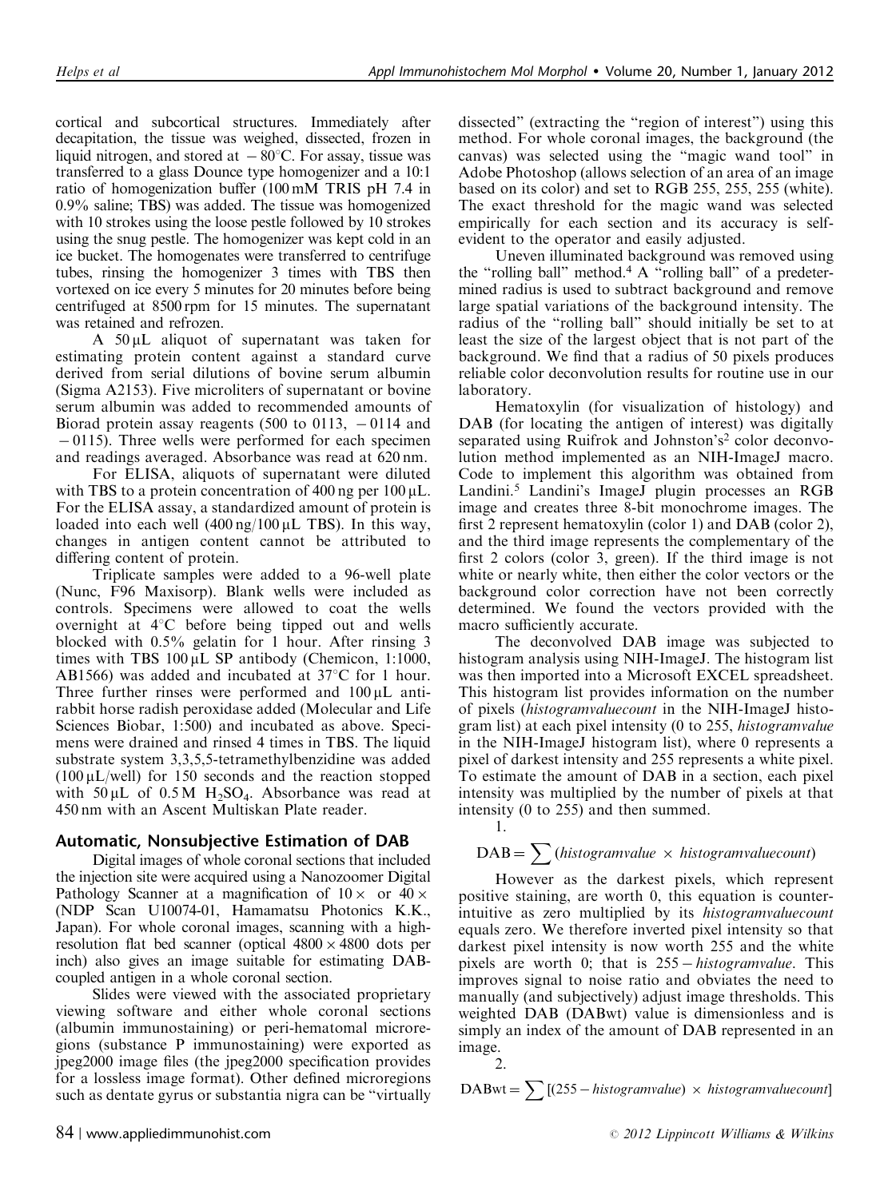cortical and subcortical structures. Immediately after decapitation, the tissue was weighed, dissected, frozen in liquid nitrogen, and stored at $-80^{\circ}C$. For assay, tissue was transferred to a glass Dounce type homogenizer and a 10:1 ratio of homogenization buffer (100 mM TRIS pH 7.4 in 0.9% saline; TBS) was added. The tissue was homogenized with 10 strokes using the loose pestle followed by 10 strokes using the snug pestle. The homogenizer was kept cold in an ice bucket. The homogenates were transferred to centrifuge tubes, rinsing the homogenizer 3 times with TBS then vortexed on ice every 5 minutes for 20 minutes before being centrifuged at 8500 rpm for 15 minutes. The supernatant was retained and refrozen.

A 50 μL aliquot of supernatant was taken for estimating protein content against a standard curve derived from serial dilutions of bovine serum albumin (Sigma A2153). Five microliters of supernatant or bovine serum albumin was added to recommended amounts of Biorad protein assay reagents (500 to 0113, −0114 and −0115). Three wells were performed for each specimen and readings averaged. Absorbance was read at 620 nm.

For ELISA, aliquots of supernatant were diluted with TBS to a protein concentration of 400 ng per 100 μL. For the ELISA assay, a standardized amount of protein is loaded into each well (400 ng/100 μL TBS). In this way, changes in antigen content cannot be attributed to differing content of protein.

Triplicate samples were added to a 96-well plate (Nunc, F96 Maxisorp). Blank wells were included as controls. Specimens were allowed to coat the wells overnight at $4^{\circ}C$ before being tipped out and wells blocked with 0.5% gelatin for 1 hour. After rinsing 3 times with TBS 100 μL SP antibody (Chemicon, 1:1000, AB1566) was added and incubated at $37^{\circ}C$ for 1 hour. Three further rinses were performed and 100 μL anti-rabbit horse radish peroxidase added (Molecular and Life Sciences Biobar, 1:500) and incubated as above. Specimens were drained and rinsed 4 times in TBS. The liquid substrate system 3,3,5,5-tetramethylbenzidine was added (100 μL/well) for 150 seconds and the reaction stopped with 50 μL of 0.5 M $H_2SO_4$. Absorbance was read at 450 nm with an Ascent Multiskan Plate reader.

## Automatic, Nonsubjective Estimation of DAB

Digital images of whole coronal sections that included the injection site were acquired using a Nanozoomer Digital Pathology Scanner at a magnification of 10× or 40× (NDP Scan U10074-01, Hamamatsu Photonics K.K., Japan). For whole coronal images, scanning with a high-resolution flat bed scanner (optical 4800×4800 dots per inch) also gives an image suitable for estimating DAB-coupled antigen in a whole coronal section.

Slides were viewed with the associated proprietary viewing software and either whole coronal sections (albumin immunostaining) or peri-hematomal microregions (substance P immunostaining) were exported as jpeg2000 image files (the jpeg2000 specification provides for a lossless image format). Other defined microregions such as dentate gyrus or substantia nigra can be "virtually dissected" (extracting the "region of interest") using this method. For whole coronal images, the background (the canvas) was selected using the "magic wand tool" in Adobe Photoshop (allows selection of an area of an image based on its color) and set to RGB 255, 255, 255 (white). The exact threshold for the magic wand was selected empirically for each section and its accuracy is self-evident to the operator and easily adjusted.

Uneven illuminated background was removed using the "rolling ball" method.[4] A "rolling ball" of a predetermined radius is used to subtract background and remove large spatial variations of the background intensity. The radius of the "rolling ball" should initially be set to at least the size of the largest object that is not part of the background. We find that a radius of 50 pixels produces reliable color deconvolution results for routine use in our laboratory.

Hematoxylin (for visualization of histology) and DAB (for locating the antigen of interest) was digitally separated using Ruifrok and Johnston's[2] color deconvolution method implemented as an NIH-ImageJ macro. Code to implement this algorithm was obtained from Landini.[5] Landini's ImageJ plugin processes an RGB image and creates three 8-bit monochrome images. The first 2 represent hematoxylin (color 1) and DAB (color 2), and the third image represents the complementary of the first 2 colors (color 3, green). If the third image is not white or nearly white, then either the color vectors or the background color correction have not been correctly determined. We found the vectors provided with the macro sufficiently accurate.

The deconvolved DAB image was subjected to histogram analysis using NIH-ImageJ. The histogram list was then imported into a Microsoft EXCEL spreadsheet. This histogram list provides information on the number of pixels (*histogramvaluecount* in the NIH-ImageJ histogram list) at each pixel intensity (0 to 255, *histogramvalue* in the NIH-ImageJ histogram list), where 0 represents a pixel of darkest intensity and 255 represents a white pixel. To estimate the amount of DAB in a section, each pixel intensity was multiplied by the number of pixels at that intensity (0 to 255) and then summed.

1.

$$\mathrm{DAB} = \sum (\mathit{histogramvalue} \times \mathit{histogramvaluecount})$$

However as the darkest pixels, which represent positive staining, are worth 0, this equation is counterintuitive as zero multiplied by its *histogramvaluecount* equals zero. We therefore inverted pixel intensity so that darkest pixel intensity is now worth 255 and the white pixels are worth 0; that is 255 − *histogramvalue*. This improves signal to noise ratio and obviates the need to manually (and subjectively) adjust image thresholds. This weighted DAB (DABwt) value is dimensionless and is simply an index of the amount of DAB represented in an image.

2.

$$\mathrm{DABwt} = \sum [(255 - \mathit{histogramvalue}) \times \mathit{histogramvaluecount}]$$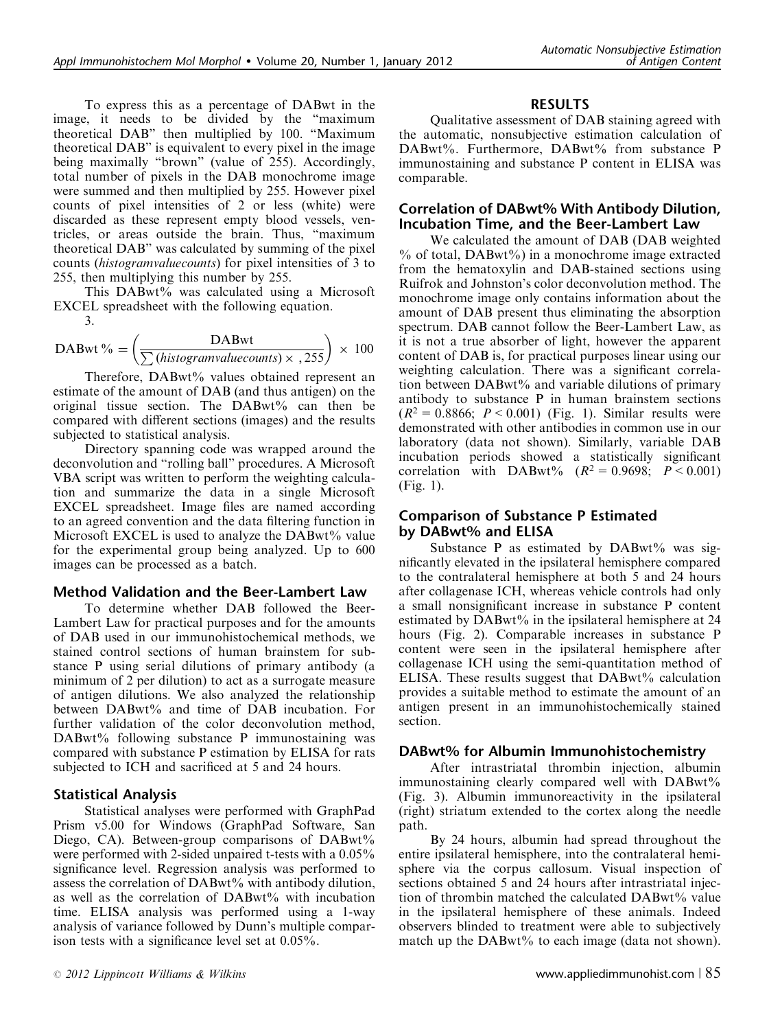To express this as a percentage of DABwt in the image, it needs to be divided by the "maximum theoretical DAB" then multiplied by 100. "Maximum theoretical DAB" is equivalent to every pixel in the image being maximally "brown" (value of 255). Accordingly, total number of pixels in the DAB monochrome image were summed and then multiplied by 255. However pixel counts of pixel intensities of 2 or less (white) were discarded as these represent empty blood vessels, ventricles, or areas outside the brain. Thus, "maximum theoretical DAB" was calculated by summing of the pixel counts (*histogramvaluecounts*) for pixel intensities of 3 to 255, then multiplying this number by 255.

This DABwt% was calculated using a Microsoft EXCEL spreadsheet with the following equation.

3.

$$\text{DABwt}\,\% = \left(\frac{\text{DABwt}}{\sum(\textit{histogramvaluecounts}) \times ,255}\right) \times 100$$

Therefore, DABwt% values obtained represent an estimate of the amount of DAB (and thus antigen) on the original tissue section. The DABwt% can then be compared with different sections (images) and the results subjected to statistical analysis.

Directory spanning code was wrapped around the deconvolution and "rolling ball" procedures. A Microsoft VBA script was written to perform the weighting calculation and summarize the data in a single Microsoft EXCEL spreadsheet. Image files are named according to an agreed convention and the data filtering function in Microsoft EXCEL is used to analyze the DABwt% value for the experimental group being analyzed. Up to 600 images can be processed as a batch.

### Method Validation and the Beer-Lambert Law

To determine whether DAB followed the Beer-Lambert Law for practical purposes and for the amounts of DAB used in our immunohistochemical methods, we stained control sections of human brainstem for substance P using serial dilutions of primary antibody (a minimum of 2 per dilution) to act as a surrogate measure of antigen dilutions. We also analyzed the relationship between DABwt% and time of DAB incubation. For further validation of the color deconvolution method, DABwt% following substance P immunostaining was compared with substance P estimation by ELISA for rats subjected to ICH and sacrificed at 5 and 24 hours.

### Statistical Analysis

Statistical analyses were performed with GraphPad Prism v5.00 for Windows (GraphPad Software, San Diego, CA). Between-group comparisons of DABwt% were performed with 2-sided unpaired t-tests with a 0.05% significance level. Regression analysis was performed to assess the correlation of DABwt% with antibody dilution, as well as the correlation of DABwt% with incubation time. ELISA analysis was performed using a 1-way analysis of variance followed by Dunn's multiple comparison tests with a significance level set at 0.05%.

## RESULTS

Qualitative assessment of DAB staining agreed with the automatic, nonsubjective estimation calculation of DABwt%. Furthermore, DABwt% from substance P immunostaining and substance P content in ELISA was comparable.

### Correlation of DABwt% With Antibody Dilution, Incubation Time, and the Beer-Lambert Law

We calculated the amount of DAB (DAB weighted % of total, DABwt%) in a monochrome image extracted from the hematoxylin and DAB-stained sections using Ruifrok and Johnston's color deconvolution method. The monochrome image only contains information about the amount of DAB present thus eliminating the absorption spectrum. DAB cannot follow the Beer-Lambert Law, as it is not a true absorber of light, however the apparent content of DAB is, for practical purposes linear using our weighting calculation. There was a significant correlation between DABwt% and variable dilutions of primary antibody to substance P in human brainstem sections ($R^2 = 0.8866$; $P < 0.001$) (Fig. 1). Similar results were demonstrated with other antibodies in common use in our laboratory (data not shown). Similarly, variable DAB incubation periods showed a statistically significant correlation with DABwt% ($R^2 = 0.9698$; $P < 0.001$) (Fig. 1).

### Comparison of Substance P Estimated by DABwt% and ELISA

Substance P as estimated by DABwt% was significantly elevated in the ipsilateral hemisphere compared to the contralateral hemisphere at both 5 and 24 hours after collagenase ICH, whereas vehicle controls had only a small nonsignificant increase in substance P content estimated by DABwt% in the ipsilateral hemisphere at 24 hours (Fig. 2). Comparable increases in substance P content were seen in the ipsilateral hemisphere after collagenase ICH using the semi-quantitation method of ELISA. These results suggest that DABwt% calculation provides a suitable method to estimate the amount of an antigen present in an immunohistochemically stained section.

### DABwt% for Albumin Immunohistochemistry

After intrastriatal thrombin injection, albumin immunostaining clearly compared well with DABwt% (Fig. 3). Albumin immunoreactivity in the ipsilateral (right) striatum extended to the cortex along the needle path.

By 24 hours, albumin had spread throughout the entire ipsilateral hemisphere, into the contralateral hemisphere via the corpus callosum. Visual inspection of sections obtained 5 and 24 hours after intrastriatal injection of thrombin matched the calculated DABwt% value in the ipsilateral hemisphere of these animals. Indeed observers blinded to treatment were able to subjectively match up the DABwt% to each image (data not shown).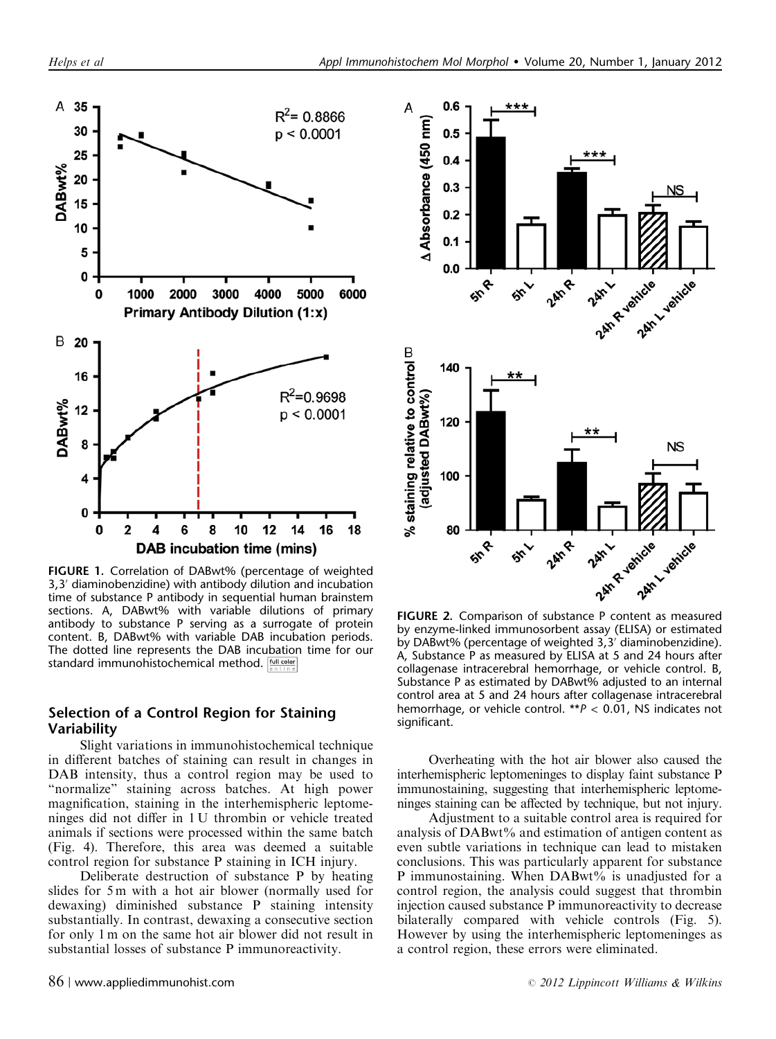FIGURE 1. Correlation of DABwt% (percentage of weighted 3,3′ diaminobenzidine) with antibody dilution and incubation time of substance P antibody in sequential human brainstem sections. A, DABwt% with variable dilutions of primary antibody to substance P serving as a surrogate of protein content. B, DABwt% with variable DAB incubation periods. The dotted line represents the DAB incubation time for our standard immunohistochemical method.

FIGURE 2. Comparison of substance P content as measured by enzyme-linked immunosorbent assay (ELISA) or estimated by DABwt% (percentage of weighted 3,3′ diaminobenzidine). A, Substance P as measured by ELISA at 5 and 24 hours after collagenase intracerebral hemorrhage, or vehicle control. B, Substance P as estimated by DABwt% adjusted to an internal control area at 5 and 24 hours after collagenase intracerebral hemorrhage, or vehicle control. $^{**}P < 0.01$, NS indicates not significant.

### Selection of a Control Region for Staining Variability

Slight variations in immunohistochemical technique in different batches of staining can result in changes in DAB intensity, thus a control region may be used to "normalize" staining across batches. At high power magnification, staining in the interhemispheric leptomeninges did not differ in 1 U thrombin or vehicle treated animals if sections were processed within the same batch (Fig. 4). Therefore, this area was deemed a suitable control region for substance P staining in ICH injury.

Deliberate destruction of substance P by heating slides for 5 m with a hot air blower (normally used for dewaxing) diminished substance P staining intensity substantially. In contrast, dewaxing a consecutive section for only 1 m on the same hot air blower did not result in substantial losses of substance P immunoreactivity.

Overheating with the hot air blower also caused the interhemispheric leptomeninges to display faint substance P immunostaining, suggesting that interhemispheric leptomeninges staining can be affected by technique, but not injury.

Adjustment to a suitable control area is required for analysis of DABwt% and estimation of antigen content as even subtle variations in technique can lead to mistaken conclusions. This was particularly apparent for substance P immunostaining. When DABwt% is unadjusted for a control region, the analysis could suggest that thrombin injection caused substance P immunoreactivity to decrease bilaterally compared with vehicle controls (Fig. 5). However by using the interhemispheric leptomeninges as a control region, these errors were eliminated.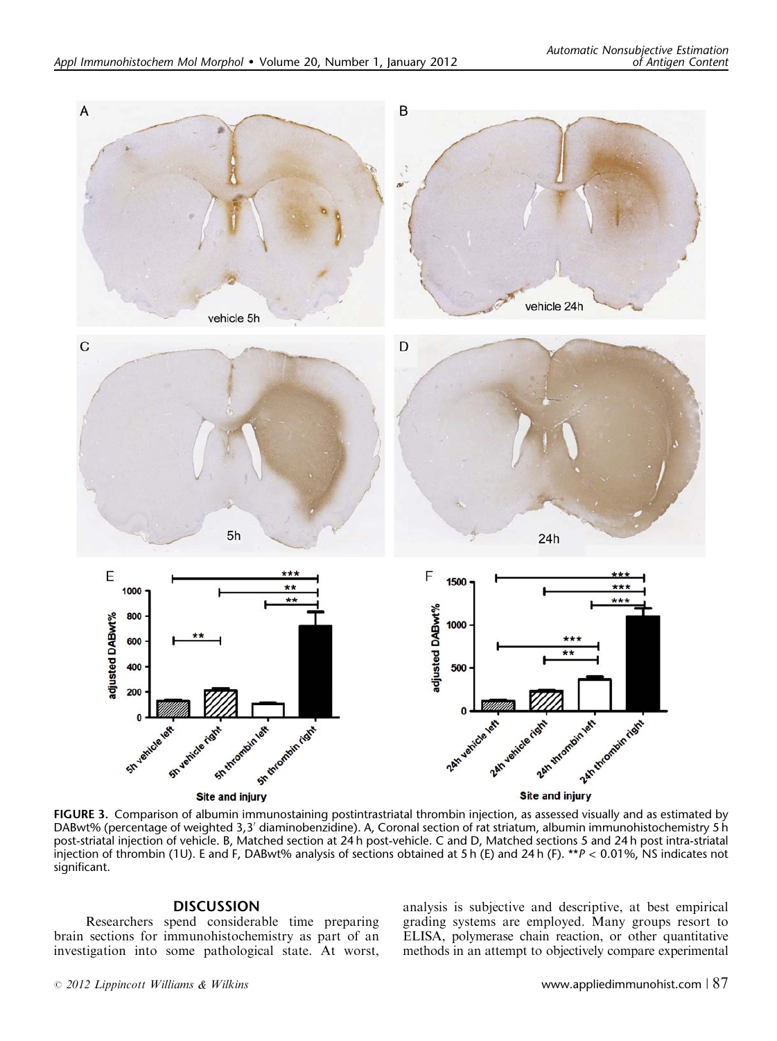FIGURE 3. Comparison of albumin immunostaining postintrastriatal thrombin injection, as assessed visually and as estimated by DABwt% (percentage of weighted 3,3′ diaminobenzidine). A, Coronal section of rat striatum, albumin immunohistochemistry 5 h post-striatal injection of vehicle. B, Matched section at 24 h post-vehicle. C and D, Matched sections 5 and 24 h post intra-striatal injection of thrombin (1U). E and F, DABwt% analysis of sections obtained at 5 h (E) and 24 h (F). **$P < 0.01\%$, NS indicates not significant.

## DISCUSSION

Researchers spend considerable time preparing brain sections for immunohistochemistry as part of an investigation into some pathological state. At worst, analysis is subjective and descriptive, at best empirical grading systems are employed. Many groups resort to ELISA, polymerase chain reaction, or other quantitative methods in an attempt to objectively compare experimental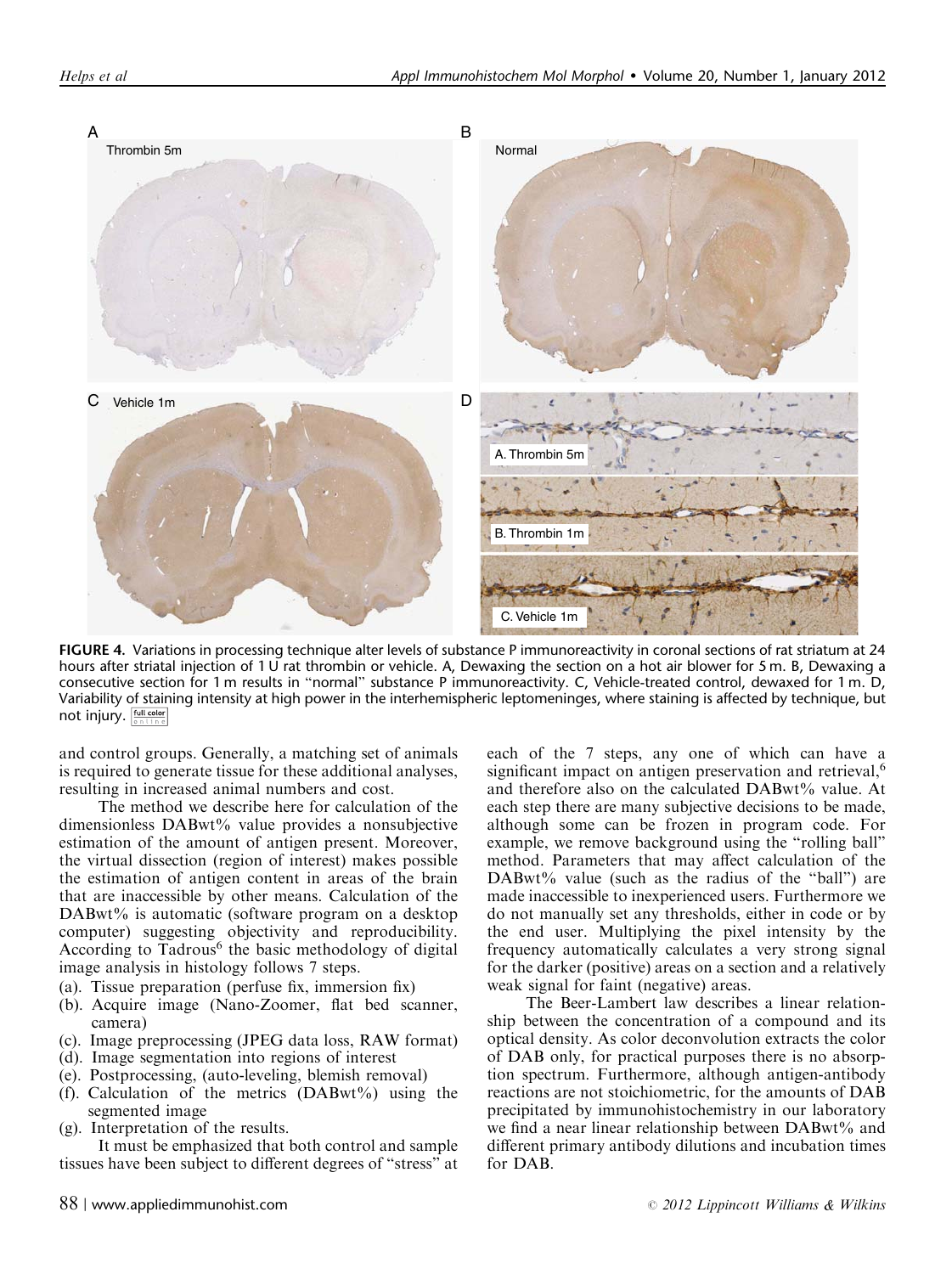FIGURE 4. Variations in processing technique alter levels of substance P immunoreactivity in coronal sections of rat striatum at 24 hours after striatal injection of 1 U rat thrombin or vehicle. A, Dewaxing the section on a hot air blower for 5 m. B, Dewaxing a consecutive section for 1 m results in "normal" substance P immunoreactivity. C, Vehicle-treated control, dewaxed for 1 m. D, Variability of staining intensity at high power in the interhemispheric leptomeninges, where staining is affected by technique, but not injury.

and control groups. Generally, a matching set of animals is required to generate tissue for these additional analyses, resulting in increased animal numbers and cost.

The method we describe here for calculation of the dimensionless DABwt% value provides a nonsubjective estimation of the amount of antigen present. Moreover, the virtual dissection (region of interest) makes possible the estimation of antigen content in areas of the brain that are inaccessible by other means. Calculation of the DABwt% is automatic (software program on a desktop computer) suggesting objectivity and reproducibility. According to Tadrous[6] the basic methodology of digital image analysis in histology follows 7 steps.

(a). Tissue preparation (perfuse fix, immersion fix)
(b). Acquire image (Nano-Zoomer, flat bed scanner, camera)
(c). Image preprocessing (JPEG data loss, RAW format)
(d). Image segmentation into regions of interest
(e). Postprocessing, (auto-leveling, blemish removal)
(f). Calculation of the metrics (DABwt%) using the segmented image
(g). Interpretation of the results.

It must be emphasized that both control and sample tissues have been subject to different degrees of "stress" at each of the 7 steps, any one of which can have a significant impact on antigen preservation and retrieval,[6] and therefore also on the calculated DABwt% value. At each step there are many subjective decisions to be made, although some can be frozen in program code. For example, we remove background using the "rolling ball" method. Parameters that may affect calculation of the DABwt% value (such as the radius of the "ball") are made inaccessible to inexperienced users. Furthermore we do not manually set any thresholds, either in code or by the end user. Multiplying the pixel intensity by the frequency automatically calculates a very strong signal for the darker (positive) areas on a section and a relatively weak signal for faint (negative) areas.

The Beer-Lambert law describes a linear relationship between the concentration of a compound and its optical density. As color deconvolution extracts the color of DAB only, for practical purposes there is no absorption spectrum. Furthermore, although antigen-antibody reactions are not stoichiometric, for the amounts of DAB precipitated by immunohistochemistry in our laboratory we find a near linear relationship between DABwt% and different primary antibody dilutions and incubation times for DAB.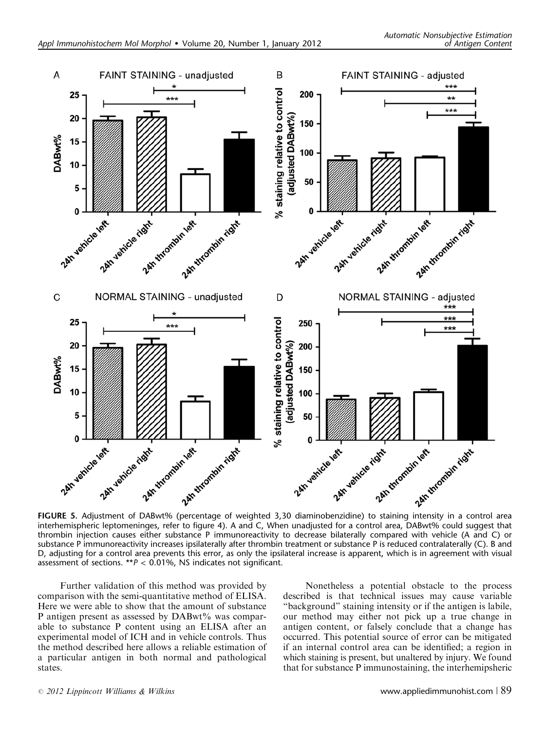**FIGURE 5.** Adjustment of DABwt% (percentage of weighted 3,30 diaminobenzidine) to staining intensity in a control area interhemispheric leptomeninges, refer to figure 4). A and C, When unadjusted for a control area, DABwt% could suggest that thrombin injection causes either substance P immunoreactivity to decrease bilaterally compared with vehicle (A and C) or substance P immunoreactivity increases ipsilaterally after thrombin treatment or substance P is reduced contralaterally (C). B and D, adjusting for a control area prevents this error, as only the ipsilateral increase is apparent, which is in agreement with visual assessment of sections. **$P < 0.01$%, NS indicates not significant.

Further validation of this method was provided by comparison with the semi-quantitative method of ELISA. Here we were able to show that the amount of substance P antigen present as assessed by DABwt% was comparable to substance P content using an ELISA after an experimental model of ICH and in vehicle controls. Thus the method described here allows a reliable estimation of a particular antigen in both normal and pathological states.

Nonetheless a potential obstacle to the process described is that technical issues may cause variable "background" staining intensity or if the antigen is labile, our method may either not pick up a true change in antigen content, or falsely conclude that a change has occurred. This potential source of error can be mitigated if an internal control area can be identified; a region in which staining is present, but unaltered by injury. We found that for substance P immunostaining, the interhemipsheric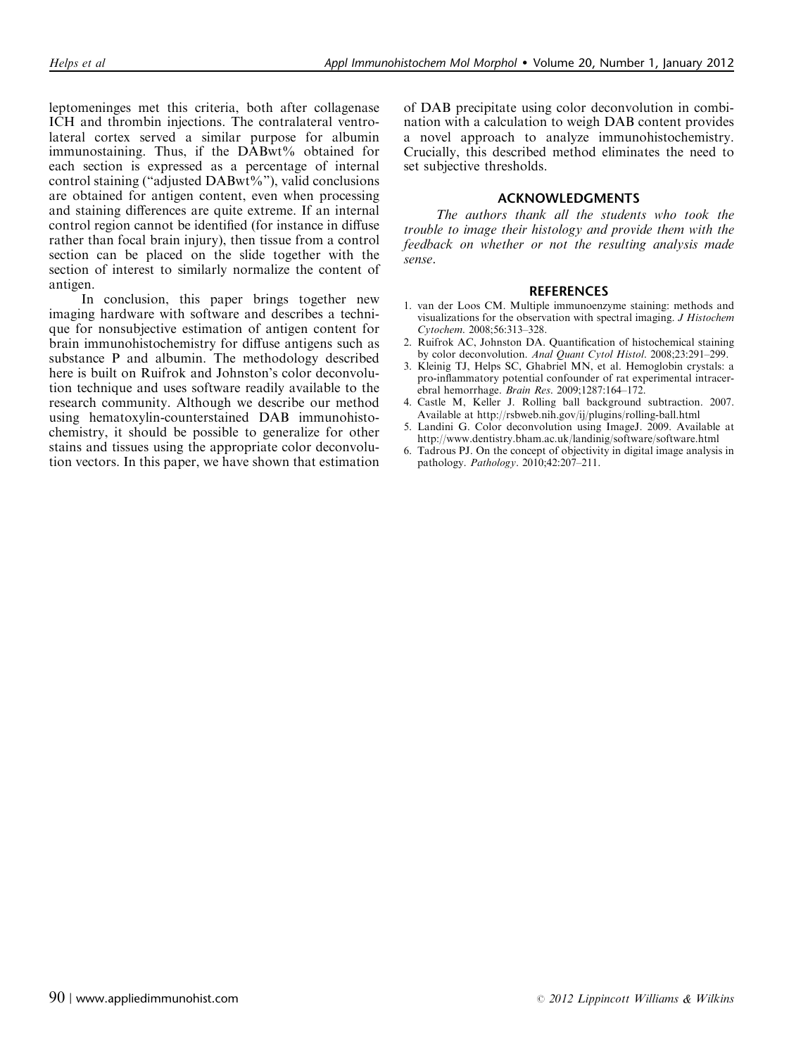leptomeninges met this criteria, both after collagenase ICH and thrombin injections. The contralateral ventrolateral cortex served a similar purpose for albumin immunostaining. Thus, if the DABwt% obtained for each section is expressed as a percentage of internal control staining ("adjusted DABwt%"), valid conclusions are obtained for antigen content, even when processing and staining differences are quite extreme. If an internal control region cannot be identified (for instance in diffuse rather than focal brain injury), then tissue from a control section can be placed on the slide together with the section of interest to similarly normalize the content of antigen.

In conclusion, this paper brings together new imaging hardware with software and describes a technique for nonsubjective estimation of antigen content for brain immunohistochemistry for diffuse antigens such as substance P and albumin. The methodology described here is built on Ruifrok and Johnston's color deconvolution technique and uses software readily available to the research community. Although we describe our method using hematoxylin-counterstained DAB immunohistochemistry, it should be possible to generalize for other stains and tissues using the appropriate color deconvolution vectors. In this paper, we have shown that estimation of DAB precipitate using color deconvolution in combination with a calculation to weigh DAB content provides a novel approach to analyze immunohistochemistry. Crucially, this described method eliminates the need to set subjective thresholds.

## ACKNOWLEDGMENTS

*The authors thank all the students who took the trouble to image their histology and provide them with the feedback on whether or not the resulting analysis made sense.*

## REFERENCES

1. van der Loos CM. Multiple immunoenzyme staining: methods and visualizations for the observation with spectral imaging. *J Histochem Cytochem*. 2008;56:313–328.
2. Ruifrok AC, Johnston DA. Quantification of histochemical staining by color deconvolution. *Anal Quant Cytol Histol*. 2008;23:291–299.
3. Kleinig TJ, Helps SC, Ghabriel MN, et al. Hemoglobin crystals: a pro-inflammatory potential confounder of rat experimental intracerebral hemorrhage. *Brain Res*. 2009;1287:164–172.
4. Castle M, Keller J. Rolling ball background subtraction. 2007. Available at http://rsbweb.nih.gov/ij/plugins/rolling-ball.html
5. Landini G. Color deconvolution using ImageJ. 2009. Available at http://www.dentistry.bham.ac.uk/landinig/software/software.html
6. Tadrous PJ. On the concept of objectivity in digital image analysis in pathology. *Pathology*. 2010;42:207–211.